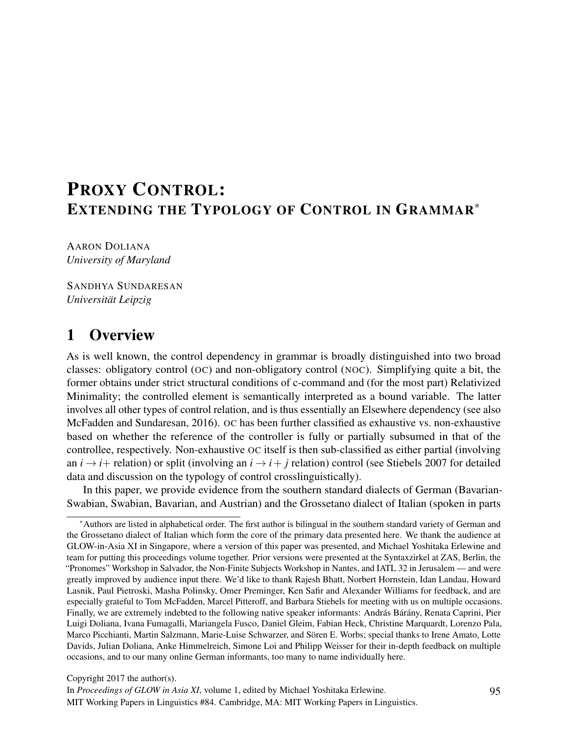# PROXY CONTROL: EXTENDING THE TYPOLOGY OF CONTROL IN GRAMMAR*

AARON DOLIANA
*University of Maryland*

SANDHYA SUNDARESAN
*Universität Leipzig*

## 1 Overview

As is well known, the control dependency in grammar is broadly distinguished into two broad classes: obligatory control (OC) and non-obligatory control (NOC). Simplifying quite a bit, the former obtains under strict structural conditions of c-command and (for the most part) Relativized Minimality; the controlled element is semantically interpreted as a bound variable. The latter involves all other types of control relation, and is thus essentially an Elsewhere dependency (see also McFadden and Sundaresan, 2016). OC has been further classified as exhaustive vs. non-exhaustive based on whether the reference of the controller is fully or partially subsumed in that of the controllee, respectively. Non-exhaustive OC itself is then sub-classified as either partial (involving an $i \rightarrow i+$ relation) or split (involving an $i \rightarrow i+j$ relation) control (see Stiebels 2007 for detailed data and discussion on the typology of control crosslinguistically).

In this paper, we provide evidence from the southern standard dialects of German (Bavarian-Swabian, Swabian, Bavarian, and Austrian) and the Grossetano dialect of Italian (spoken in parts

---

*Authors are listed in alphabetical order. The first author is bilingual in the southern standard variety of German and the Grossetano dialect of Italian which form the core of the primary data presented here. We thank the audience at GLOW-in-Asia XI in Singapore, where a version of this paper was presented, and Michael Yoshitaka Erlewine and team for putting this proceedings volume together. Prior versions were presented at the Syntaxzirkel at ZAS, Berlin, the "Pronomes" Workshop in Salvador, the Non-Finite Subjects Workshop in Nantes, and IATL 32 in Jerusalem — and were greatly improved by audience input there. We'd like to thank Rajesh Bhatt, Norbert Hornstein, Idan Landau, Howard Lasnik, Paul Pietroski, Masha Polinsky, Omer Preminger, Ken Safir and Alexander Williams for feedback, and are especially grateful to Tom McFadden, Marcel Pitteroff, and Barbara Stiebels for meeting with us on multiple occasions. Finally, we are extremely indebted to the following native speaker informants: András Bárány, Renata Caprini, Pier Luigi Doliana, Ivana Fumagalli, Mariangela Fusco, Daniel Gleim, Fabian Heck, Christine Marquardt, Lorenzo Pala, Marco Picchianti, Martin Salzmann, Marie-Luise Schwarzer, and Sören E. Worbs; special thanks to Irene Amato, Lotte Davids, Julian Doliana, Anke Himmelreich, Simone Loi and Philipp Weisser for their in-depth feedback on multiple occasions, and to our many online German informants, too many to name individually here.

Copyright 2017 the author(s).
In *Proceedings of GLOW in Asia XI*, volume 1, edited by Michael Yoshitaka Erlewine.
MIT Working Papers in Linguistics #84. Cambridge, MA: MIT Working Papers in Linguistics.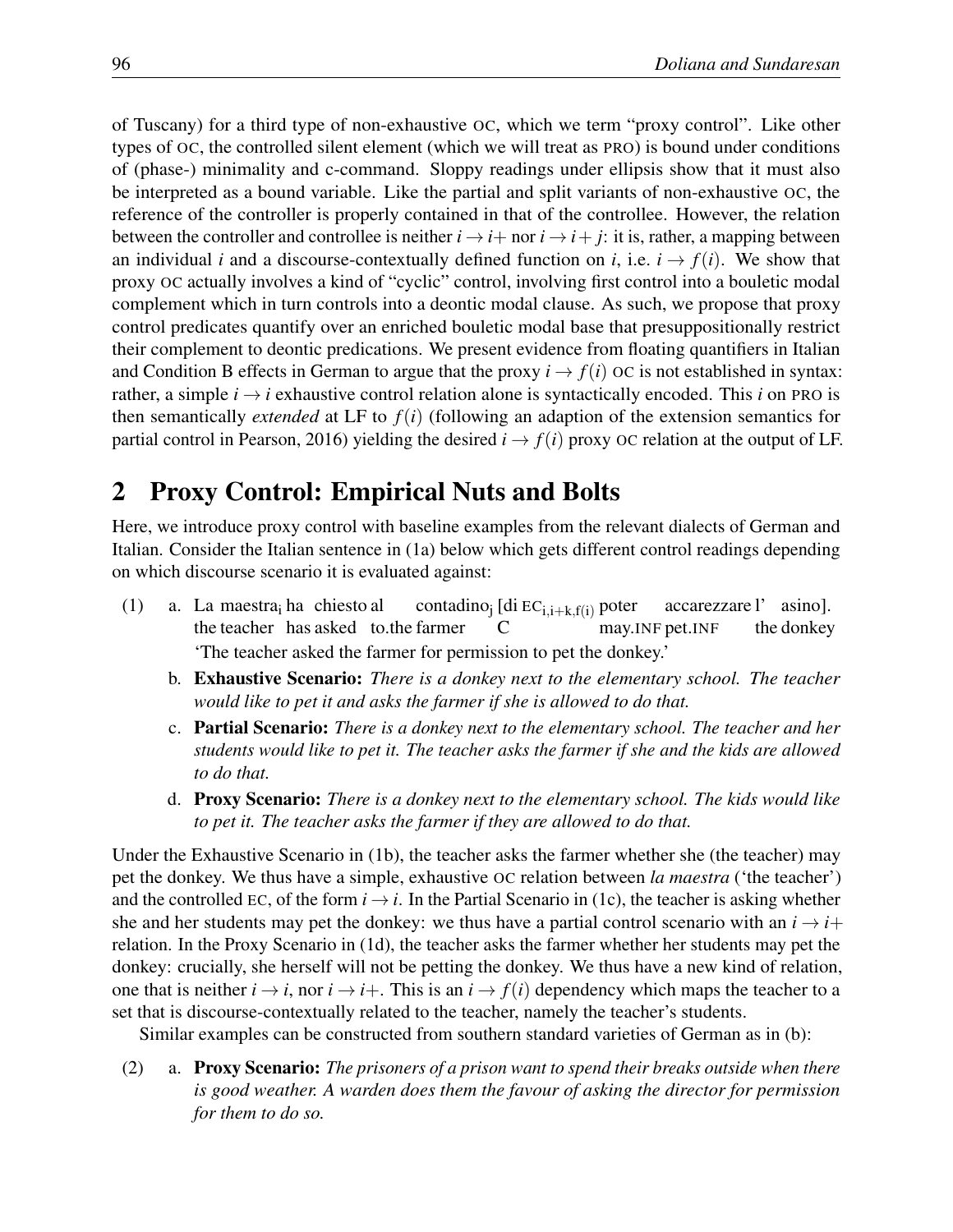of Tuscany) for a third type of non-exhaustive OC, which we term "proxy control". Like other types of OC, the controlled silent element (which we will treat as PRO) is bound under conditions of (phase-) minimality and c-command. Sloppy readings under ellipsis show that it must also be interpreted as a bound variable. Like the partial and split variants of non-exhaustive OC, the reference of the controller is properly contained in that of the controllee. However, the relation between the controller and controllee is neither $i \rightarrow i+$ nor $i \rightarrow i+j$: it is, rather, a mapping between an individual $i$ and a discourse-contextually defined function on $i$, i.e. $i \rightarrow f(i)$. We show that proxy OC actually involves a kind of "cyclic" control, involving first control into a bouletic modal complement which in turn controls into a deontic modal clause. As such, we propose that proxy control predicates quantify over an enriched bouletic modal base that presuppositionally restrict their complement to deontic predications. We present evidence from floating quantifiers in Italian and Condition B effects in German to argue that the proxy $i \rightarrow f(i)$ OC is not established in syntax: rather, a simple $i \rightarrow i$ exhaustive control relation alone is syntactically encoded. This $i$ on PRO is then semantically *extended* at LF to $f(i)$ (following an adaption of the extension semantics for partial control in Pearson, 2016) yielding the desired $i \rightarrow f(i)$ proxy OC relation at the output of LF.

## 2 Proxy Control: Empirical Nuts and Bolts

Here, we introduce proxy control with baseline examples from the relevant dialects of German and Italian. Consider the Italian sentence in (1a) below which gets different control readings depending on which discourse scenario it is evaluated against:

(1) a. La maestra$_i$ ha chiesto al contadino$_j$ [di EC$_{i,i+k,f(i)}$ poter accarezzare l' asino].
the teacher has asked to.the farmer C may.INF pet.INF the donkey
'The teacher asked the farmer for permission to pet the donkey.'

b. **Exhaustive Scenario:** *There is a donkey next to the elementary school. The teacher would like to pet it and asks the farmer if she is allowed to do that.*

c. **Partial Scenario:** *There is a donkey next to the elementary school. The teacher and her students would like to pet it. The teacher asks the farmer if she and the kids are allowed to do that.*

d. **Proxy Scenario:** *There is a donkey next to the elementary school. The kids would like to pet it. The teacher asks the farmer if they are allowed to do that.*

Under the Exhaustive Scenario in (1b), the teacher asks the farmer whether she (the teacher) may pet the donkey. We thus have a simple, exhaustive OC relation between *la maestra* ('the teacher') and the controlled EC, of the form $i \rightarrow i$. In the Partial Scenario in (1c), the teacher is asking whether she and her students may pet the donkey: we thus have a partial control scenario with an $i \rightarrow i+$ relation. In the Proxy Scenario in (1d), the teacher asks the farmer whether her students may pet the donkey: crucially, she herself will not be petting the donkey. We thus have a new kind of relation, one that is neither $i \rightarrow i$, nor $i \rightarrow i+$. This is an $i \rightarrow f(i)$ dependency which maps the teacher to a set that is discourse-contextually related to the teacher, namely the teacher's students.

Similar examples can be constructed from southern standard varieties of German as in (b):

(2) a. **Proxy Scenario:** *The prisoners of a prison want to spend their breaks outside when there is good weather. A warden does them the favour of asking the director for permission for them to do so.*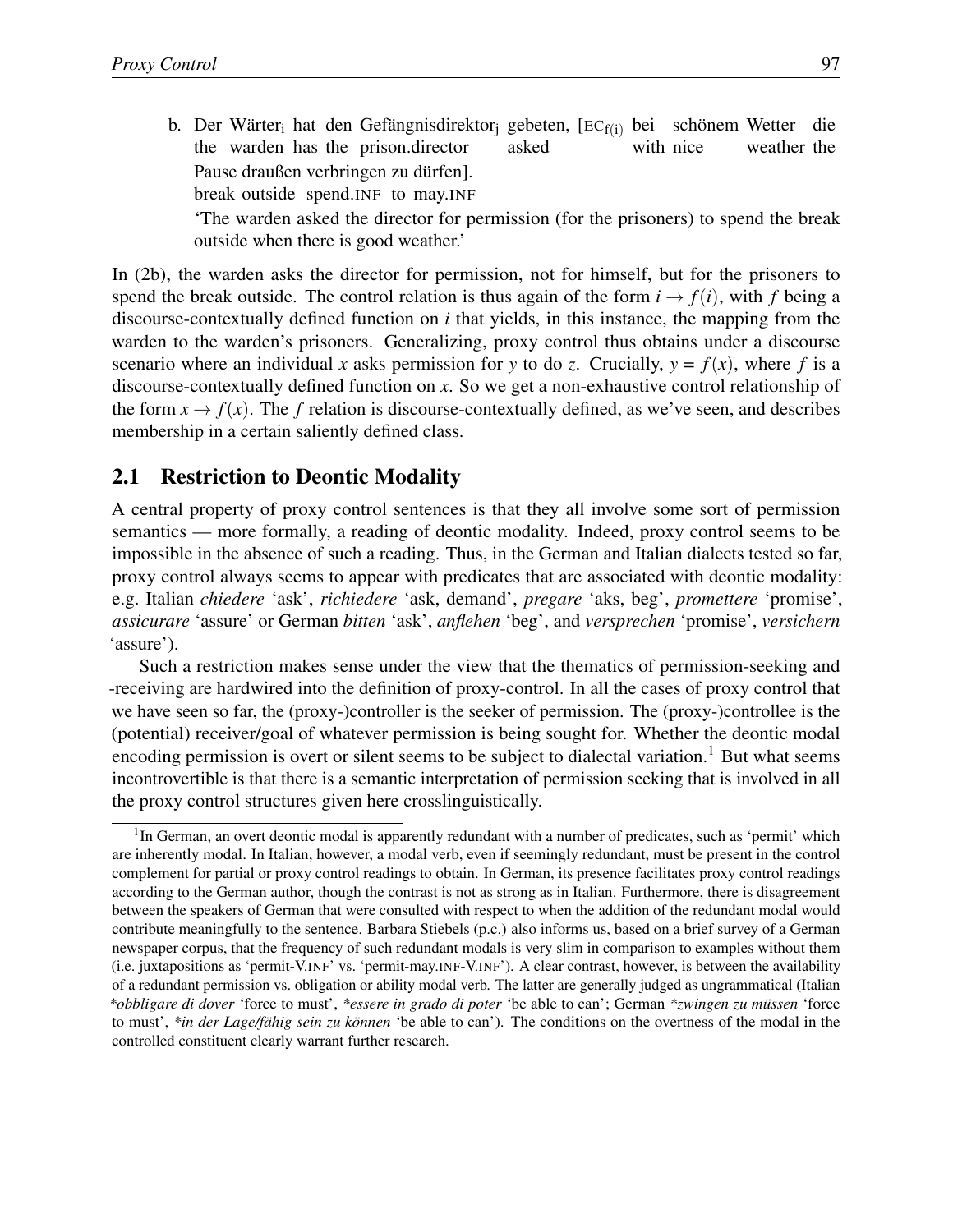b. Der Wärter$_i$ hat den Gefängnisdirektor$_j$ gebeten, [EC$_{f(i)}$ bei schönem Wetter die Pause draußen verbringen zu dürfen].
   the warden has the prison.director asked with nice weather the break outside spend.INF to may.INF
   'The warden asked the director for permission (for the prisoners) to spend the break outside when there is good weather.'

In (2b), the warden asks the director for permission, not for himself, but for the prisoners to spend the break outside. The control relation is thus again of the form $i \rightarrow f(i)$, with $f$ being a discourse-contextually defined function on $i$ that yields, in this instance, the mapping from the warden to the warden's prisoners. Generalizing, proxy control thus obtains under a discourse scenario where an individual $x$ asks permission for $y$ to do $z$. Crucially, $y = f(x)$, where $f$ is a discourse-contextually defined function on $x$. So we get a non-exhaustive control relationship of the form $x \rightarrow f(x)$. The $f$ relation is discourse-contextually defined, as we've seen, and describes membership in a certain saliently defined class.

## 2.1 Restriction to Deontic Modality

A central property of proxy control sentences is that they all involve some sort of permission semantics — more formally, a reading of deontic modality. Indeed, proxy control seems to be impossible in the absence of such a reading. Thus, in the German and Italian dialects tested so far, proxy control always seems to appear with predicates that are associated with deontic modality: e.g. Italian *chiedere* 'ask', *richiedere* 'ask, demand', *pregare* 'aks, beg', *promettere* 'promise', *assicurare* 'assure' or German *bitten* 'ask', *anflehen* 'beg', and *versprechen* 'promise', *versichern* 'assure').

Such a restriction makes sense under the view that the thematics of permission-seeking and -receiving are hardwired into the definition of proxy-control. In all the cases of proxy control that we have seen so far, the (proxy-)controller is the seeker of permission. The (proxy-)controllee is the (potential) receiver/goal of whatever permission is being sought for. Whether the deontic modal encoding permission is overt or silent seems to be subject to dialectal variation.[1] But what seems incontrovertible is that there is a semantic interpretation of permission seeking that is involved in all the proxy control structures given here crosslinguistically.

[1] In German, an overt deontic modal is apparently redundant with a number of predicates, such as 'permit' which are inherently modal. In Italian, however, a modal verb, even if seemingly redundant, must be present in the control complement for partial or proxy control readings to obtain. In German, its presence facilitates proxy control readings according to the German author, though the contrast is not as strong as in Italian. Furthermore, there is disagreement between the speakers of German that were consulted with respect to when the addition of the redundant modal would contribute meaningfully to the sentence. Barbara Stiebels (p.c.) also informs us, based on a brief survey of a German newspaper corpus, that the frequency of such redundant modals is very slim in comparison to examples without them (i.e. juxtapositions as 'permit-V.INF' vs. 'permit-may.INF-V.INF'). A clear contrast, however, is between the availability of a redundant permission vs. obligation or ability modal verb. The latter are generally judged as ungrammatical (Italian **obbligare di dover* 'force to must', **essere in grado di poter* 'be able to can'; German **zwingen zu müssen* 'force to must', **in der Lage/fähig sein zu können* 'be able to can'). The conditions on the overtness of the modal in the controlled constituent clearly warrant further research.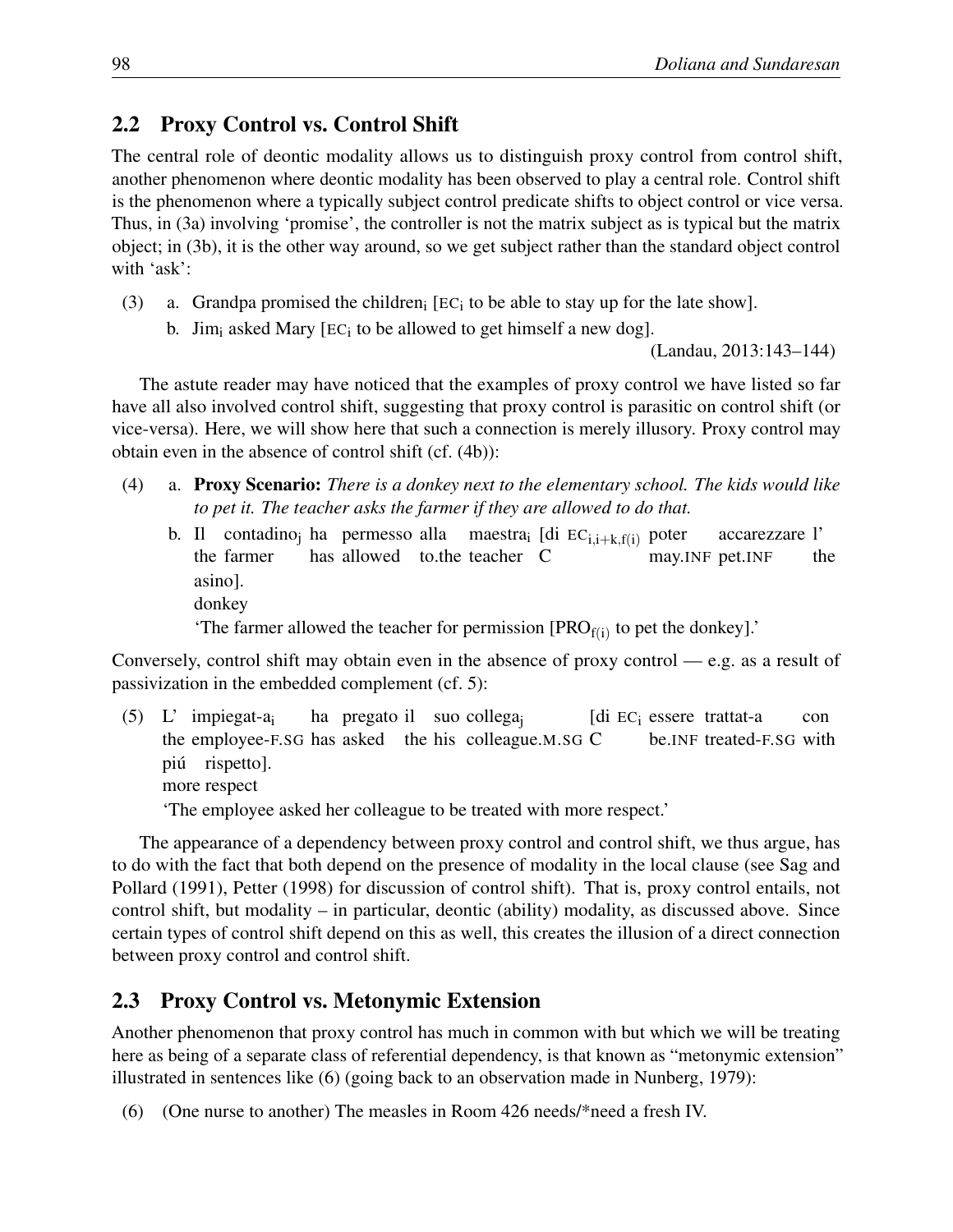## 2.2 Proxy Control vs. Control Shift

The central role of deontic modality allows us to distinguish proxy control from control shift, another phenomenon where deontic modality has been observed to play a central role. Control shift is the phenomenon where a typically subject control predicate shifts to object control or vice versa. Thus, in (3a) involving 'promise', the controller is not the matrix subject as is typical but the matrix object; in (3b), it is the other way around, so we get subject rather than the standard object control with 'ask':

(3) a. Grandpa promised the children$_i$ [EC$_i$ to be able to stay up for the late show].

b. Jim$_i$ asked Mary [EC$_i$ to be allowed to get himself a new dog].

(Landau, 2013:143–144)

The astute reader may have noticed that the examples of proxy control we have listed so far have all also involved control shift, suggesting that proxy control is parasitic on control shift (or vice-versa). Here, we will show here that such a connection is merely illusory. Proxy control may obtain even in the absence of control shift (cf. (4b)):

(4) a. **Proxy Scenario:** *There is a donkey next to the elementary school. The kids would like to pet it. The teacher asks the farmer if they are allowed to do that.*

b. Il contadino$_j$ ha permesso alla maestra$_i$ [di EC$_{i,i+k,f(i)}$ poter accarezzare l' asino].
the farmer has allowed to.the teacher C may.INF pet.INF the donkey
'The farmer allowed the teacher for permission [PRO$_{f(i)}$ to pet the donkey].'

Conversely, control shift may obtain even in the absence of proxy control — e.g. as a result of passivization in the embedded complement (cf. 5):

(5) L' impiegat-a$_i$ ha pregato il suo collega$_j$ [di EC$_i$ essere trattat-a con piú rispetto].
the employee-F.SG has asked the his colleague.M.SG C be.INF treated-F.SG with more respect
'The employee asked her colleague to be treated with more respect.'

The appearance of a dependency between proxy control and control shift, we thus argue, has to do with the fact that both depend on the presence of modality in the local clause (see Sag and Pollard (1991), Petter (1998) for discussion of control shift). That is, proxy control entails, not control shift, but modality – in particular, deontic (ability) modality, as discussed above. Since certain types of control shift depend on this as well, this creates the illusion of a direct connection between proxy control and control shift.

## 2.3 Proxy Control vs. Metonymic Extension

Another phenomenon that proxy control has much in common with but which we will be treating here as being of a separate class of referential dependency, is that known as "metonymic extension" illustrated in sentences like (6) (going back to an observation made in Nunberg, 1979):

(6) (One nurse to another) The measles in Room 426 needs/*need a fresh IV.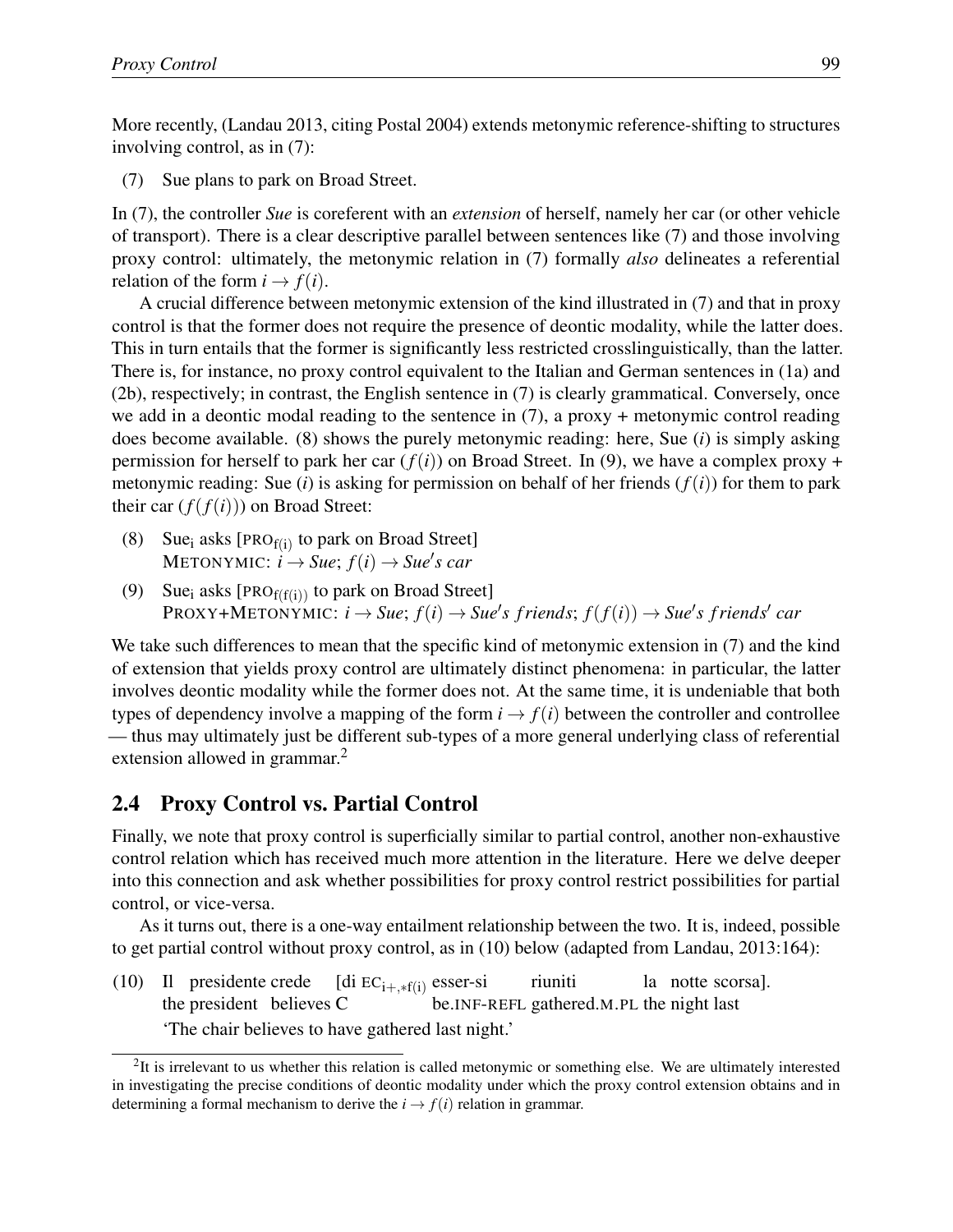More recently, (Landau 2013, citing Postal 2004) extends metonymic reference-shifting to structures involving control, as in (7):

(7) Sue plans to park on Broad Street.

In (7), the controller *Sue* is coreferent with an *extension* of herself, namely her car (or other vehicle of transport). There is a clear descriptive parallel between sentences like (7) and those involving proxy control: ultimately, the metonymic relation in (7) formally *also* delineates a referential relation of the form $i \rightarrow f(i)$.

A crucial difference between metonymic extension of the kind illustrated in (7) and that in proxy control is that the former does not require the presence of deontic modality, while the latter does. This in turn entails that the former is significantly less restricted crosslinguistically, than the latter. There is, for instance, no proxy control equivalent to the Italian and German sentences in (1a) and (2b), respectively; in contrast, the English sentence in (7) is clearly grammatical. Conversely, once we add in a deontic modal reading to the sentence in (7), a proxy + metonymic control reading does become available. (8) shows the purely metonymic reading: here, Sue ($i$) is simply asking permission for herself to park her car ($f(i)$) on Broad Street. In (9), we have a complex proxy + metonymic reading: Sue ($i$) is asking for permission on behalf of her friends ($f(i)$) for them to park their car ($f(f(i))$) on Broad Street:

(8) Sue$_{i}$ asks [PRO$_{f(i)}$ to park on Broad Street]
METONYMIC: $i \rightarrow Sue$; $f(i) \rightarrow Sue's\ car$

(9) Sue$_{i}$ asks [PRO$_{f(f(i))}$ to park on Broad Street]
PROXY+METONYMIC: $i \rightarrow Sue$; $f(i) \rightarrow Sue's\ friends$; $f(f(i)) \rightarrow Sue's\ friends'\ car$

We take such differences to mean that the specific kind of metonymic extension in (7) and the kind of extension that yields proxy control are ultimately distinct phenomena: in particular, the latter involves deontic modality while the former does not. At the same time, it is undeniable that both types of dependency involve a mapping of the form $i \rightarrow f(i)$ between the controller and controllee — thus may ultimately just be different sub-types of a more general underlying class of referential extension allowed in grammar.[2]

## 2.4 Proxy Control vs. Partial Control

Finally, we note that proxy control is superficially similar to partial control, another non-exhaustive control relation which has received much more attention in the literature. Here we delve deeper into this connection and ask whether possibilities for proxy control restrict possibilities for partial control, or vice-versa.

As it turns out, there is a one-way entailment relationship between the two. It is, indeed, possible to get partial control without proxy control, as in (10) below (adapted from Landau, 2013:164):

(10) Il presidente crede [di EC$_{i+,*f(i)}$ esser-si riuniti la notte scorsa].
the president believes C be.INF-REFL gathered.M.PL the night last
'The chair believes to have gathered last night.'

[2] It is irrelevant to us whether this relation is called metonymic or something else. We are ultimately interested in investigating the precise conditions of deontic modality under which the proxy control extension obtains and in determining a formal mechanism to derive the $i \rightarrow f(i)$ relation in grammar.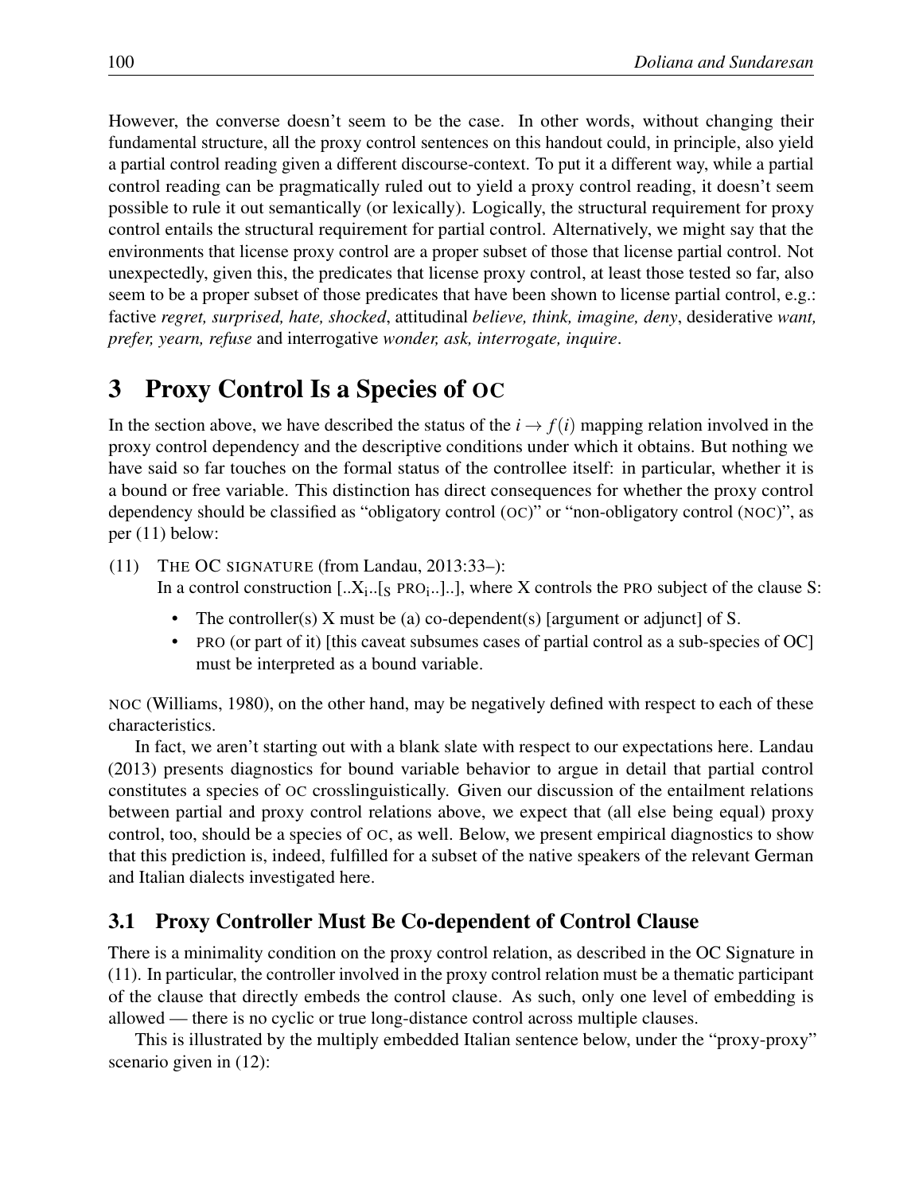However, the converse doesn't seem to be the case. In other words, without changing their fundamental structure, all the proxy control sentences on this handout could, in principle, also yield a partial control reading given a different discourse-context. To put it a different way, while a partial control reading can be pragmatically ruled out to yield a proxy control reading, it doesn't seem possible to rule it out semantically (or lexically). Logically, the structural requirement for proxy control entails the structural requirement for partial control. Alternatively, we might say that the environments that license proxy control are a proper subset of those that license partial control. Not unexpectedly, given this, the predicates that license proxy control, at least those tested so far, also seem to be a proper subset of those predicates that have been shown to license partial control, e.g.: factive *regret, surprised, hate, shocked*, attitudinal *believe, think, imagine, deny*, desiderative *want, prefer, yearn, refuse* and interrogative *wonder, ask, interrogate, inquire*.

# 3 Proxy Control Is a Species of OC

In the section above, we have described the status of the $i \rightarrow f(i)$ mapping relation involved in the proxy control dependency and the descriptive conditions under which it obtains. But nothing we have said so far touches on the formal status of the controllee itself: in particular, whether it is a bound or free variable. This distinction has direct consequences for whether the proxy control dependency should be classified as "obligatory control (OC)" or "non-obligatory control (NOC)", as per (11) below:

(11) THE OC SIGNATURE (from Landau, 2013:33–):
In a control construction $[..X_i..[_S \text{ PRO}_i..]..]$, where X controls the PRO subject of the clause S:

- The controller(s) X must be (a) co-dependent(s) [argument or adjunct] of S.
- PRO (or part of it) [this caveat subsumes cases of partial control as a sub-species of OC] must be interpreted as a bound variable.

NOC (Williams, 1980), on the other hand, may be negatively defined with respect to each of these characteristics.

In fact, we aren't starting out with a blank slate with respect to our expectations here. Landau (2013) presents diagnostics for bound variable behavior to argue in detail that partial control constitutes a species of OC crosslinguistically. Given our discussion of the entailment relations between partial and proxy control relations above, we expect that (all else being equal) proxy control, too, should be a species of OC, as well. Below, we present empirical diagnostics to show that this prediction is, indeed, fulfilled for a subset of the native speakers of the relevant German and Italian dialects investigated here.

## 3.1 Proxy Controller Must Be Co-dependent of Control Clause

There is a minimality condition on the proxy control relation, as described in the OC Signature in (11). In particular, the controller involved in the proxy control relation must be a thematic participant of the clause that directly embeds the control clause. As such, only one level of embedding is allowed — there is no cyclic or true long-distance control across multiple clauses.

This is illustrated by the multiply embedded Italian sentence below, under the "proxy-proxy" scenario given in (12):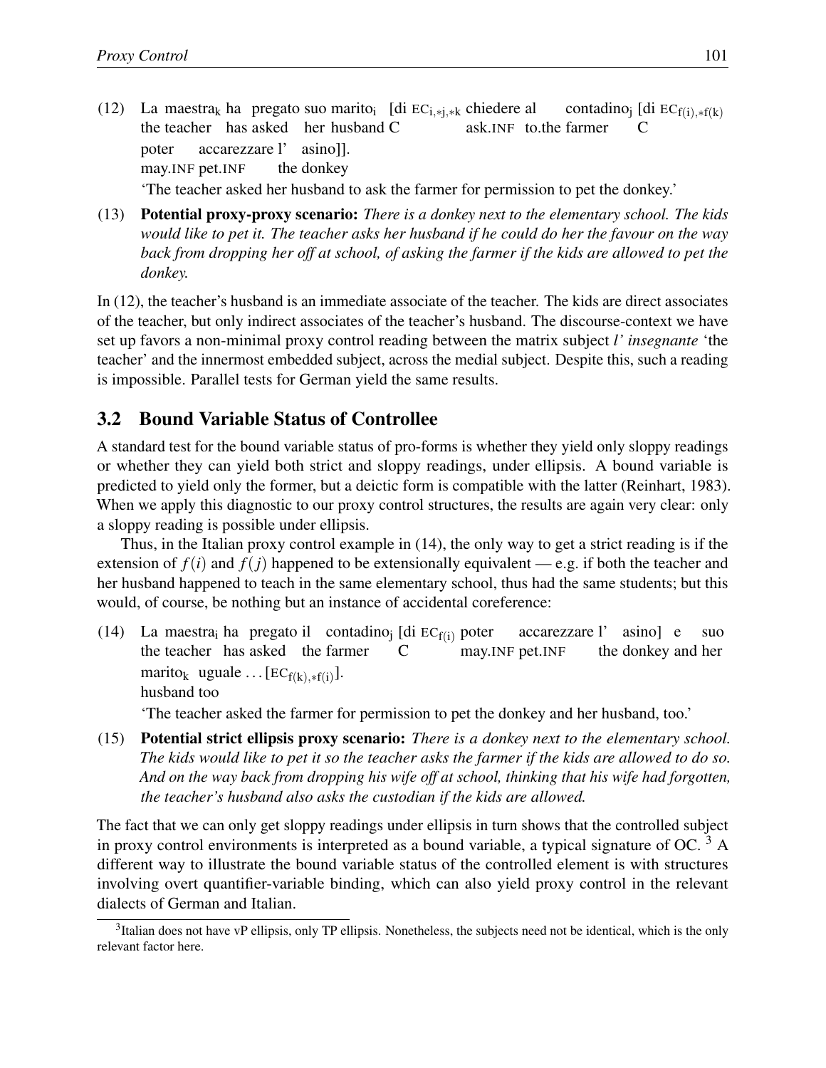(12) La maestra$_k$ ha pregato suo marito$_i$ [di EC$_{i,*j,*k}$ chiedere al contadino$_j$ [di EC$_{f(i),*f(k)}$
the teacher has asked her husband C ask.INF to.the farmer C
poter accarezzare l' asino]].
may.INF pet.INF the donkey
'The teacher asked her husband to ask the farmer for permission to pet the donkey.'

(13) **Potential proxy-proxy scenario:** *There is a donkey next to the elementary school. The kids would like to pet it. The teacher asks her husband if he could do her the favour on the way back from dropping her off at school, of asking the farmer if the kids are allowed to pet the donkey.*

In (12), the teacher's husband is an immediate associate of the teacher. The kids are direct associates of the teacher, but only indirect associates of the teacher's husband. The discourse-context we have set up favors a non-minimal proxy control reading between the matrix subject *l' insegnante* 'the teacher' and the innermost embedded subject, across the medial subject. Despite this, such a reading is impossible. Parallel tests for German yield the same results.

## 3.2 Bound Variable Status of Controllee

A standard test for the bound variable status of pro-forms is whether they yield only sloppy readings or whether they can yield both strict and sloppy readings, under ellipsis. A bound variable is predicted to yield only the former, but a deictic form is compatible with the latter (Reinhart, 1983). When we apply this diagnostic to our proxy control structures, the results are again very clear: only a sloppy reading is possible under ellipsis.

Thus, in the Italian proxy control example in (14), the only way to get a strict reading is if the extension of $f(i)$ and $f(j)$ happened to be extensionally equivalent — e.g. if both the teacher and her husband happened to teach in the same elementary school, thus had the same students; but this would, of course, be nothing but an instance of accidental coreference:

(14) La maestra$_i$ ha pregato il contadino$_j$ [di EC$_{f(i)}$ poter accarezzare l' asino] e suo
the teacher has asked the farmer C may.INF pet.INF the donkey and her
marito$_k$ uguale ... [EC$_{f(k),*f(i)}$].
husband too
'The teacher asked the farmer for permission to pet the donkey and her husband, too.'

(15) **Potential strict ellipsis proxy scenario:** *There is a donkey next to the elementary school. The kids would like to pet it so the teacher asks the farmer if the kids are allowed to do so. And on the way back from dropping his wife off at school, thinking that his wife had forgotten, the teacher's husband also asks the custodian if the kids are allowed.*

The fact that we can only get sloppy readings under ellipsis in turn shows that the controlled subject in proxy control environments is interpreted as a bound variable, a typical signature of OC. [3] A different way to illustrate the bound variable status of the controlled element is with structures involving overt quantifier-variable binding, which can also yield proxy control in the relevant dialects of German and Italian.

[3] Italian does not have vP ellipsis, only TP ellipsis. Nonetheless, the subjects need not be identical, which is the only relevant factor here.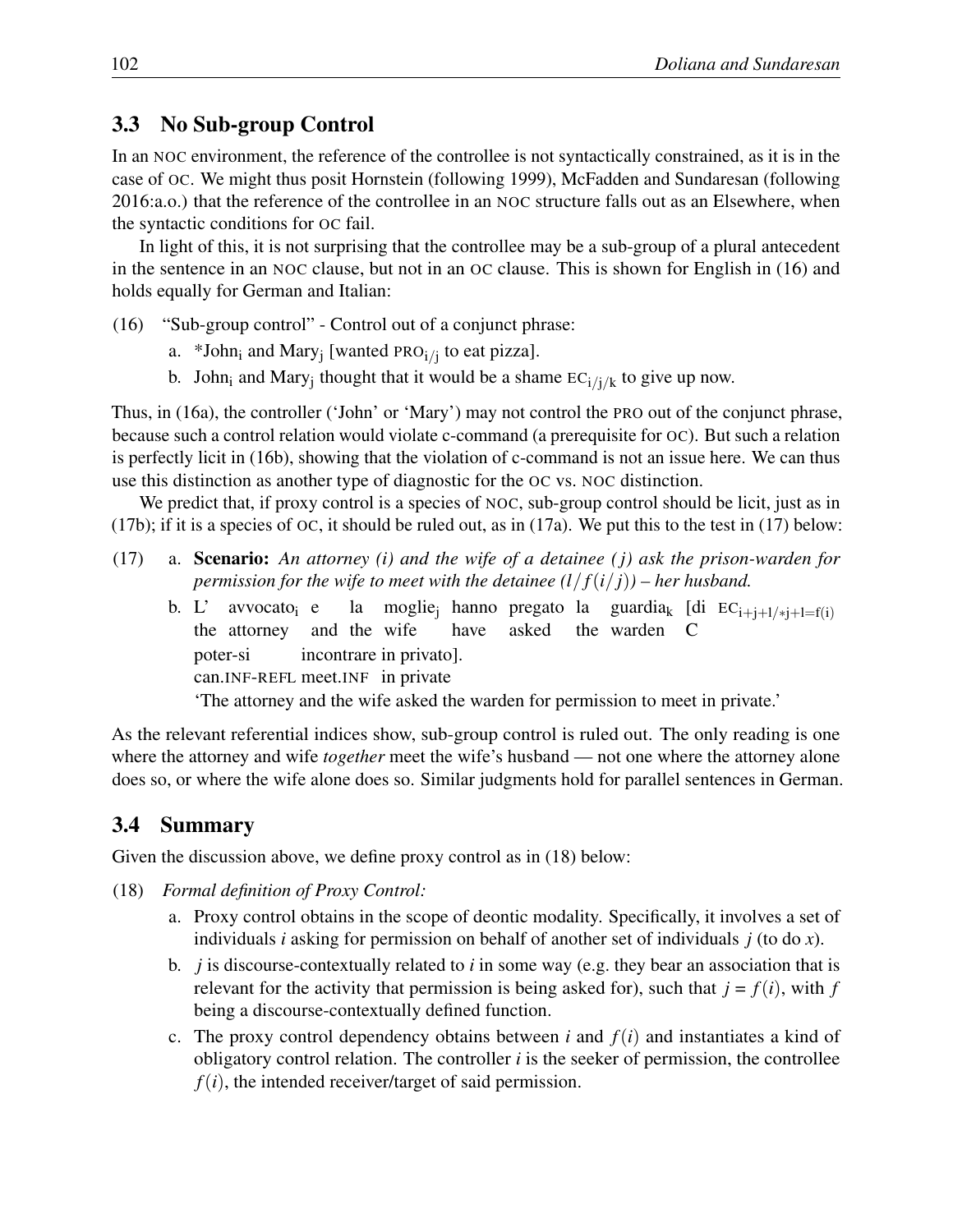## 3.3 No Sub-group Control

In an NOC environment, the reference of the controllee is not syntactically constrained, as it is in the case of OC. We might thus posit Hornstein (following 1999), McFadden and Sundaresan (following 2016:a.o.) that the reference of the controllee in an NOC structure falls out as an Elsewhere, when the syntactic conditions for OC fail.

In light of this, it is not surprising that the controllee may be a sub-group of a plural antecedent in the sentence in an NOC clause, but not in an OC clause. This is shown for English in (16) and holds equally for German and Italian:

(16) "Sub-group control" - Control out of a conjunct phrase:

a. *John$_i$ and Mary$_j$ [wanted PRO$_{i/j}$ to eat pizza].

b. John$_i$ and Mary$_j$ thought that it would be a shame EC$_{i/j/k}$ to give up now.

Thus, in (16a), the controller ('John' or 'Mary') may not control the PRO out of the conjunct phrase, because such a control relation would violate c-command (a prerequisite for OC). But such a relation is perfectly licit in (16b), showing that the violation of c-command is not an issue here. We can thus use this distinction as another type of diagnostic for the OC vs. NOC distinction.

We predict that, if proxy control is a species of NOC, sub-group control should be licit, just as in (17b); if it is a species of OC, it should be ruled out, as in (17a). We put this to the test in (17) below:

(17) a. **Scenario:** *An attorney (i) and the wife of a detainee (j) ask the prison-warden for permission for the wife to meet with the detainee ($l/f(i/j)$) – her husband.*

b. L' avvocato$_i$ e la moglie$_j$ hanno pregato la guardia$_k$ [di EC$_{i+j+l/*j+l=f(i)}$
the attorney and the wife have asked the warden C
poter-si incontrare in privato].
can.INF-REFL meet.INF in private
'The attorney and the wife asked the warden for permission to meet in private.'

As the relevant referential indices show, sub-group control is ruled out. The only reading is one where the attorney and wife *together* meet the wife's husband — not one where the attorney alone does so, or where the wife alone does so. Similar judgments hold for parallel sentences in German.

## 3.4 Summary

Given the discussion above, we define proxy control as in (18) below:

(18) *Formal definition of Proxy Control:*

a. Proxy control obtains in the scope of deontic modality. Specifically, it involves a set of individuals $i$ asking for permission on behalf of another set of individuals $j$ (to do $x$).

b. $j$ is discourse-contextually related to $i$ in some way (e.g. they bear an association that is relevant for the activity that permission is being asked for), such that $j = f(i)$, with $f$ being a discourse-contextually defined function.

c. The proxy control dependency obtains between $i$ and $f(i)$ and instantiates a kind of obligatory control relation. The controller $i$ is the seeker of permission, the controllee $f(i)$, the intended receiver/target of said permission.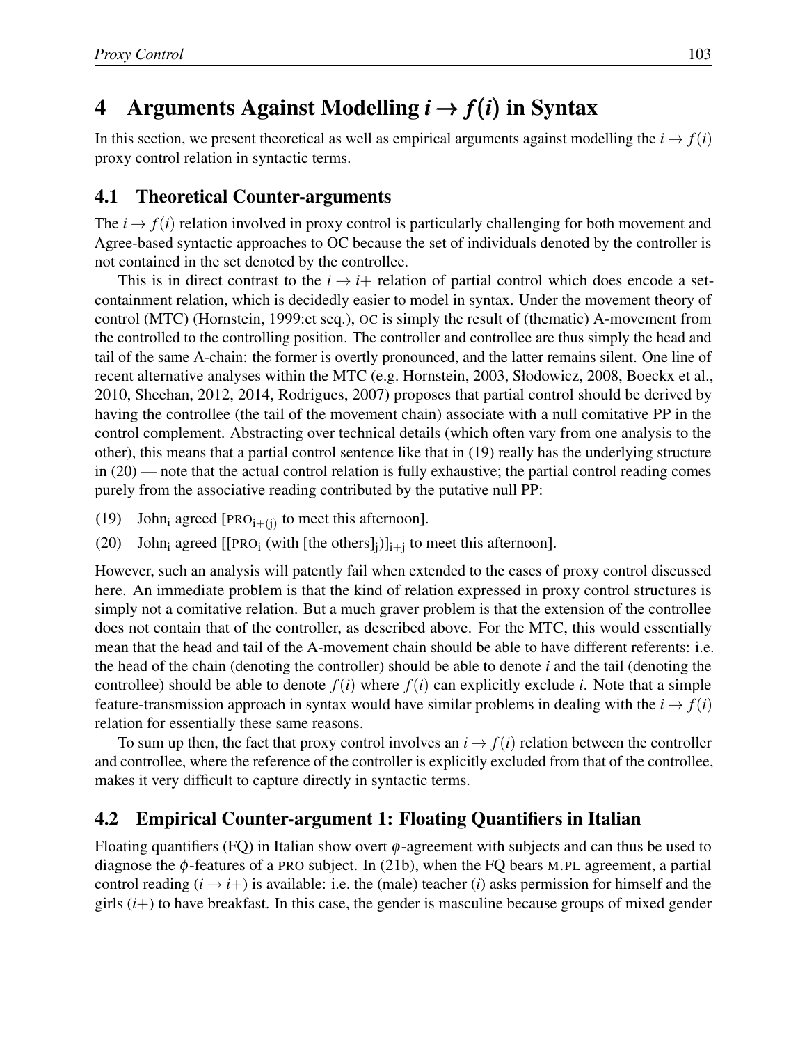# 4 Arguments Against Modelling $i \rightarrow f(i)$ in Syntax

In this section, we present theoretical as well as empirical arguments against modelling the $i \rightarrow f(i)$ proxy control relation in syntactic terms.

## 4.1 Theoretical Counter-arguments

The $i \rightarrow f(i)$ relation involved in proxy control is particularly challenging for both movement and Agree-based syntactic approaches to OC because the set of individuals denoted by the controller is not contained in the set denoted by the controllee.

This is in direct contrast to the $i \rightarrow i+$ relation of partial control which does encode a set-containment relation, which is decidedly easier to model in syntax. Under the movement theory of control (MTC) (Hornstein, 1999:et seq.), OC is simply the result of (thematic) A-movement from the controlled to the controlling position. The controller and controllee are thus simply the head and tail of the same A-chain: the former is overtly pronounced, and the latter remains silent. One line of recent alternative analyses within the MTC (e.g. Hornstein, 2003, Słodowicz, 2008, Boeckx et al., 2010, Sheehan, 2012, 2014, Rodrigues, 2007) proposes that partial control should be derived by having the controllee (the tail of the movement chain) associate with a null comitative PP in the control complement. Abstracting over technical details (which often vary from one analysis to the other), this means that a partial control sentence like that in (19) really has the underlying structure in (20) — note that the actual control relation is fully exhaustive; the partial control reading comes purely from the associative reading contributed by the putative null PP:

(19) John$_{i}$ agreed [PRO$_{i+(j)}$ to meet this afternoon].

(20) John$_{i}$ agreed [[PRO$_{i}$ (with [the others]$_{j}$)]$_{i+j}$ to meet this afternoon].

However, such an analysis will patently fail when extended to the cases of proxy control discussed here. An immediate problem is that the kind of relation expressed in proxy control structures is simply not a comitative relation. But a much graver problem is that the extension of the controllee does not contain that of the controller, as described above. For the MTC, this would essentially mean that the head and tail of the A-movement chain should be able to have different referents: i.e. the head of the chain (denoting the controller) should be able to denote $i$ and the tail (denoting the controllee) should be able to denote $f(i)$ where $f(i)$ can explicitly exclude $i$. Note that a simple feature-transmission approach in syntax would have similar problems in dealing with the $i \rightarrow f(i)$ relation for essentially these same reasons.

To sum up then, the fact that proxy control involves an $i \rightarrow f(i)$ relation between the controller and controllee, where the reference of the controller is explicitly excluded from that of the controllee, makes it very difficult to capture directly in syntactic terms.

## 4.2 Empirical Counter-argument 1: Floating Quantifiers in Italian

Floating quantifiers (FQ) in Italian show overt $\phi$-agreement with subjects and can thus be used to diagnose the $\phi$-features of a PRO subject. In (21b), when the FQ bears M.PL agreement, a partial control reading ($i \rightarrow i+$) is available: i.e. the (male) teacher ($i$) asks permission for himself and the girls ($i+$) to have breakfast. In this case, the gender is masculine because groups of mixed gender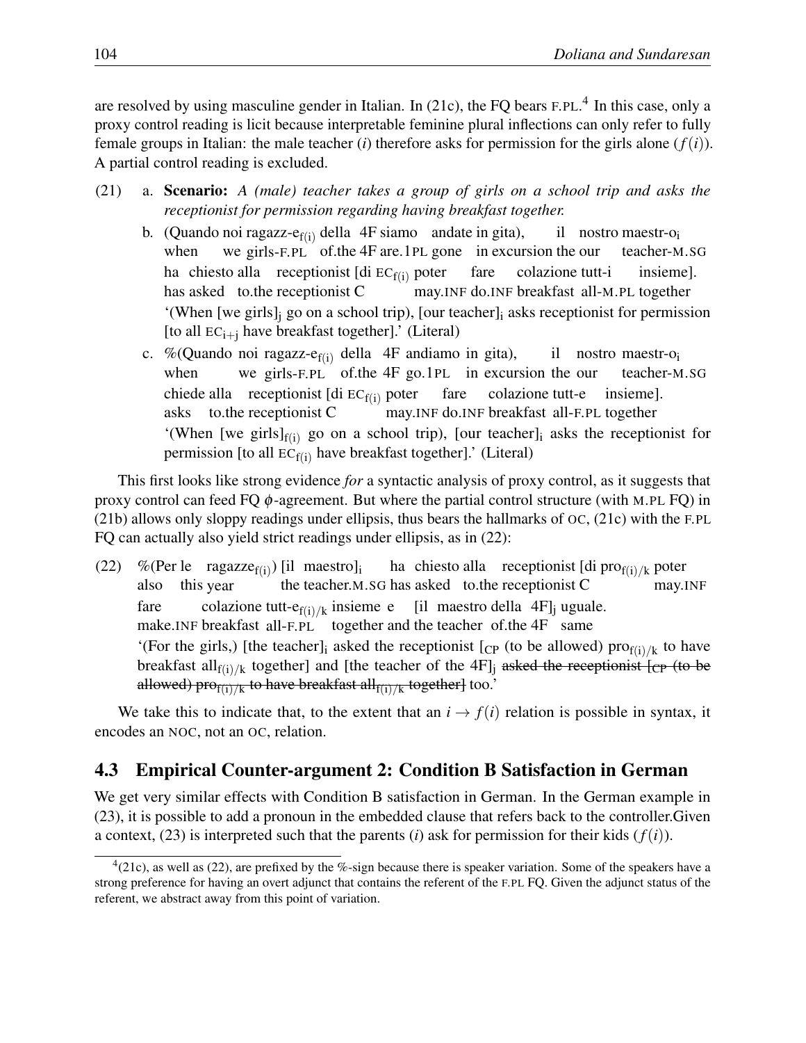are resolved by using masculine gender in Italian. In (21c), the FQ bears F.PL.[4] In this case, only a proxy control reading is licit because interpretable feminine plural inflections can only refer to fully female groups in Italian: the male teacher ($i$) therefore asks for permission for the girls alone ($f(i)$). A partial control reading is excluded.

(21) a. **Scenario:** *A (male) teacher takes a group of girls on a school trip and asks the receptionist for permission regarding having breakfast together.*

b. (Quando noi ragazz-e$_{f(i)}$ della 4F siamo andate in gita), il nostro maestr-o$_i$
when we girls-F.PL of.the 4F are.1PL gone in excursion the our teacher-M.SG
ha chiesto alla receptionist [di EC$_{f(i)}$ poter fare colazione tutt-i insieme].
has asked to.the receptionist C may.INF do.INF breakfast all-M.PL together
'(When [we girls]$_j$ go on a school trip), [our teacher]$_i$ asks receptionist for permission [to all EC$_{i+j}$ have breakfast together].' (Literal)

c. %(Quando noi ragazz-e$_{f(i)}$ della 4F andiamo in gita), il nostro maestr-o$_i$
when we girls-F.PL of.the 4F go.1PL in excursion the our teacher-M.SG
chiede alla receptionist [di EC$_{f(i)}$ poter fare colazione tutt-e insieme].
asks to.the receptionist C may.INF do.INF breakfast all-F.PL together
'(When [we girls]$_{f(i)}$ go on a school trip), [our teacher]$_i$ asks the receptionist for permission [to all EC$_{f(i)}$ have breakfast together].' (Literal)

This first looks like strong evidence *for* a syntactic analysis of proxy control, as it suggests that proxy control can feed FQ $\phi$-agreement. But where the partial control structure (with M.PL FQ) in (21b) allows only sloppy readings under ellipsis, thus bears the hallmarks of OC, (21c) with the F.PL FQ can actually also yield strict readings under ellipsis, as in (22):

(22) %(Per le ragazze$_{f(i)}$) [il maestro]$_i$ ha chiesto alla receptionist [di pro$_{f(i)/k}$ poter
also this year the teacher.M.SG has asked to.the receptionist C may.INF
fare colazione tutt-e$_{f(i)/k}$ insieme e [il maestro della 4F]$_j$ uguale.
make.INF breakfast all-F.PL together and the teacher of.the 4F same
'(For the girls,) [the teacher]$_i$ asked the receptionist [$_{CP}$ (to be allowed) pro$_{f(i)/k}$ to have breakfast all$_{f(i)/k}$ together] and [the teacher of the 4F]$_j$ ~~asked the receptionist [$_{CP}$ (to be allowed) pro$_{f(i)/k}$ to have breakfast all$_{f(i)/k}$ together]~~ too.'

We take this to indicate that, to the extent that an $i \rightarrow f(i)$ relation is possible in syntax, it encodes an NOC, not an OC, relation.

### 4.3 Empirical Counter-argument 2: Condition B Satisfaction in German

We get very similar effects with Condition B satisfaction in German. In the German example in (23), it is possible to add a pronoun in the embedded clause that refers back to the controller.Given a context, (23) is interpreted such that the parents ($i$) ask for permission for their kids ($f(i)$).

[4](21c), as well as (22), are prefixed by the %-sign because there is speaker variation. Some of the speakers have a strong preference for having an overt adjunct that contains the referent of the F.PL FQ. Given the adjunct status of the referent, we abstract away from this point of variation.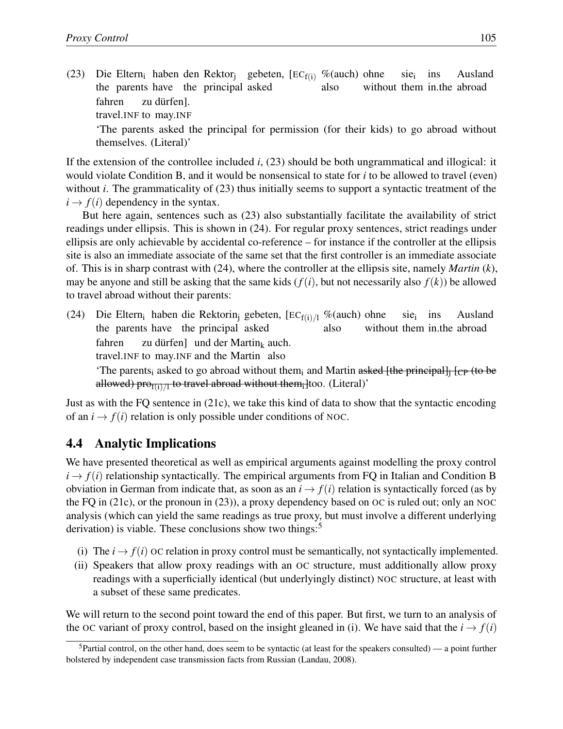(23) Die Eltern$_i$ haben den Rektor$_j$ gebeten, [EC$_{f(i)}$ %(auch) ohne sie$_i$ ins Ausland fahren zu dürfen].
the parents have the principal asked also without them in.the abroad travel.INF to may.INF
'The parents asked the principal for permission (for their kids) to go abroad without themselves. (Literal)'

If the extension of the controllee included $i$, (23) should be both ungrammatical and illogical: it would violate Condition B, and it would be nonsensical to state for $i$ to be allowed to travel (even) without $i$. The grammaticality of (23) thus initially seems to support a syntactic treatment of the $i \rightarrow f(i)$ dependency in the syntax.

But here again, sentences such as (23) also substantially facilitate the availability of strict readings under ellipsis. This is shown in (24). For regular proxy sentences, strict readings under ellipsis are only achievable by accidental co-reference – for instance if the controller at the ellipsis site is also an immediate associate of the same set that the first controller is an immediate associate of. This is in sharp contrast with (24), where the controller at the ellipsis site, namely *Martin* ($k$), may be anyone and still be asking that the same kids ($f(i)$, but not necessarily also $f(k)$) be allowed to travel abroad without their parents:

(24) Die Eltern$_i$ haben die Rektorin$_j$ gebeten, [EC$_{f(i)/1}$ %(auch) ohne sie$_i$ ins Ausland fahren zu dürfen] und der Martin$_k$ auch.
the parents have the principal asked also without them in.the abroad travel.INF to may.INF and the Martin also
'The parents$_i$ asked to go abroad without them$_i$ and Martin ~~asked [the principal]$_j$ [$_{CP}$ (to be allowed) pro$_{f(i)/1}$ to travel abroad without them$_i$]~~too. (Literal)'

Just as with the FQ sentence in (21c), we take this kind of data to show that the syntactic encoding of an $i \rightarrow f(i)$ relation is only possible under conditions of NOC.

## 4.4 Analytic Implications

We have presented theoretical as well as empirical arguments against modelling the proxy control $i \rightarrow f(i)$ relationship syntactically. The empirical arguments from FQ in Italian and Condition B obviation in German from indicate that, as soon as an $i \rightarrow f(i)$ relation is syntactically forced (as by the FQ in (21c), or the pronoun in (23)), a proxy dependency based on OC is ruled out; only an NOC analysis (which can yield the same readings as true proxy, but must involve a different underlying derivation) is viable. These conclusions show two things:[5]

(i) The $i \rightarrow f(i)$ OC relation in proxy control must be semantically, not syntactically implemented.
(ii) Speakers that allow proxy readings with an OC structure, must additionally allow proxy readings with a superficially identical (but underlyingly distinct) NOC structure, at least with a subset of these same predicates.

We will return to the second point toward the end of this paper. But first, we turn to an analysis of the OC variant of proxy control, based on the insight gleaned in (i). We have said that the $i \rightarrow f(i)$

[5]Partial control, on the other hand, does seem to be syntactic (at least for the speakers consulted) — a point further bolstered by independent case transmission facts from Russian (Landau, 2008).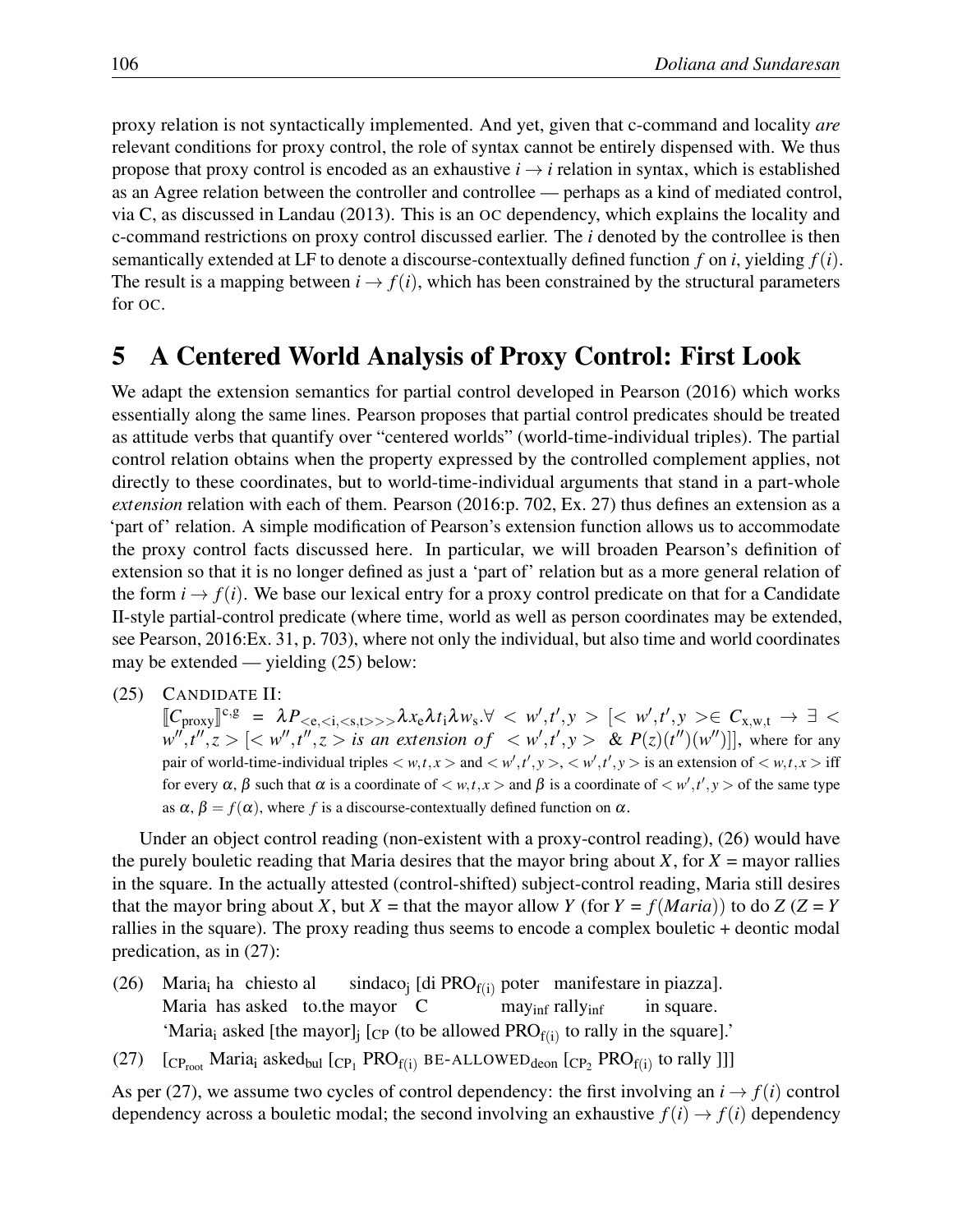proxy relation is not syntactically implemented. And yet, given that c-command and locality *are* relevant conditions for proxy control, the role of syntax cannot be entirely dispensed with. We thus propose that proxy control is encoded as an exhaustive $i \rightarrow i$ relation in syntax, which is established as an Agree relation between the controller and controllee — perhaps as a kind of mediated control, via C, as discussed in Landau (2013). This is an OC dependency, which explains the locality and c-command restrictions on proxy control discussed earlier. The $i$ denoted by the controllee is then semantically extended at LF to denote a discourse-contextually defined function $f$ on $i$, yielding $f(i)$. The result is a mapping between $i \rightarrow f(i)$, which has been constrained by the structural parameters for OC.

## 5 A Centered World Analysis of Proxy Control: First Look

We adapt the extension semantics for partial control developed in Pearson (2016) which works essentially along the same lines. Pearson proposes that partial control predicates should be treated as attitude verbs that quantify over "centered worlds" (world-time-individual triples). The partial control relation obtains when the property expressed by the controlled complement applies, not directly to these coordinates, but to world-time-individual arguments that stand in a part-whole *extension* relation with each of them. Pearson (2016:p. 702, Ex. 27) thus defines an extension as a 'part of' relation. A simple modification of Pearson's extension function allows us to accommodate the proxy control facts discussed here. In particular, we will broaden Pearson's definition of extension so that it is no longer defined as just a 'part of' relation but as a more general relation of the form $i \rightarrow f(i)$. We base our lexical entry for a proxy control predicate on that for a Candidate II-style partial-control predicate (where time, world as well as person coordinates may be extended, see Pearson, 2016:Ex. 31, p. 703), where not only the individual, but also time and world coordinates may be extended — yielding (25) below:

(25) CANDIDATE II:
$[\![C_{\text{proxy}}]\!]^{c,g} = \lambda P_{<e,<i,<s,t>>>} \lambda x_e \lambda t_i \lambda w_s . \forall < w', t', y > [< w', t', y > \in C_{x,w,t} \rightarrow \exists < w'', t'', z > [< w'', t'', z > \textit{is an extension of} < w', t', y > \; \& \; P(z)(t'')(w'')]]$, where for any pair of world-time-individual triples $< w, t, x >$ and $< w', t', y >$, $< w', t', y >$ is an extension of $< w, t, x >$ iff for every $\alpha, \beta$ such that $\alpha$ is a coordinate of $< w, t, x >$ and $\beta$ is a coordinate of $< w', t', y >$ of the same type as $\alpha$, $\beta = f(\alpha)$, where $f$ is a discourse-contextually defined function on $\alpha$.

Under an object control reading (non-existent with a proxy-control reading), (26) would have the purely bouletic reading that Maria desires that the mayor bring about $X$, for $X$ = mayor rallies in the square. In the actually attested (control-shifted) subject-control reading, Maria still desires that the mayor bring about $X$, but $X$ = that the mayor allow $Y$ (for $Y = f(Maria)$) to do $Z$ ($Z = Y$ rallies in the square). The proxy reading thus seems to encode a complex bouletic + deontic modal predication, as in (27):

(26) Maria$_i$ ha chiesto al sindaco$_j$ [di PRO$_{f(i)}$ poter manifestare in piazza].
Maria has asked to.the mayor C may$_{inf}$ rally$_{inf}$ in square.
'Maria$_i$ asked [the mayor]$_j$ [$_{CP}$ (to be allowed PRO$_{f(i)}$ to rally in the square].'

(27) [$_{CP_{root}}$ Maria$_i$ asked$_{bul}$ [$_{CP_1}$ PRO$_{f(i)}$ BE-ALLOWED$_{deon}$ [$_{CP_2}$ PRO$_{f(i)}$ to rally ]]]

As per (27), we assume two cycles of control dependency: the first involving an $i \rightarrow f(i)$ control dependency across a bouletic modal; the second involving an exhaustive $f(i) \rightarrow f(i)$ dependency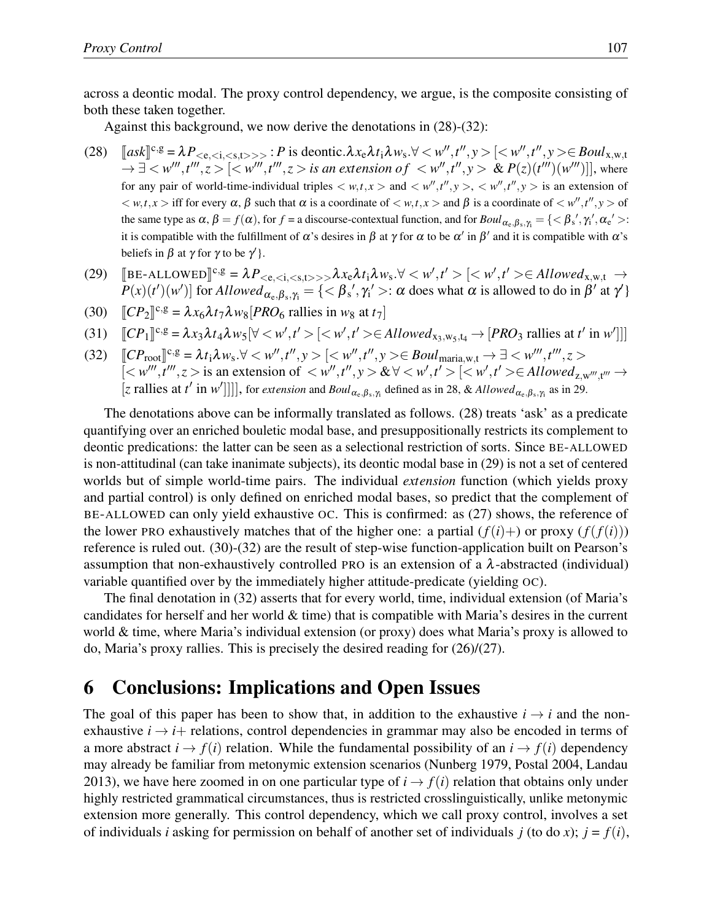across a deontic modal. The proxy control dependency, we argue, is the composite consisting of both these taken together.

Against this background, we now derive the denotations in (28)-(32):

(28) $[\![ask]\!]^{c,g} = \lambda P_{<e,<i,<s,t>>>} : P \text{ is deontic}.\lambda x_e \lambda t_i \lambda w_s.\forall <w'',t'',y> [<w'',t'',y> \in Boul_{x,w,t} \rightarrow \exists <w''',t''',z> [<w''',t''',z> \textit{ is an extension of } <w'',t'',y> \ \& \ P(z)(t''')(w''')]]$, where for any pair of world-time-individual triples $<w,t,x>$ and $<w'',t'',y>$, $<w'',t'',y>$ is an extension of $<w,t,x>$ iff for every $\alpha, \beta$ such that $\alpha$ is a coordinate of $<w,t,x>$ and $\beta$ is a coordinate of $<w'',t'',y>$ of the same type as $\alpha$, $\beta = f(\alpha)$, for $f$ = a discourse-contextual function, and for $Boul_{\alpha_e,\beta_s,\gamma_i} = \{<\beta_s', \gamma_i', \alpha_e'>$: it is compatible with the fulfillment of $\alpha$'s desires in $\beta$ at $\gamma$ for $\alpha$ to be $\alpha'$ in $\beta'$ and it is compatible with $\alpha$'s beliefs in $\beta$ at $\gamma$ for $\gamma$ to be $\gamma'\}$.

(29) $[\![\text{BE-ALLOWED}]\!]^{c,g} = \lambda P_{<e,<i,<s,t>>>}\lambda x_e \lambda t_i \lambda w_s.\forall <w',t'> [<w',t'> \in Allowed_{x,w,t} \rightarrow P(x)(t')(w')]$ for $Allowed_{\alpha_e,\beta_s,\gamma_i} = \{<\beta_s', \gamma_i'>$: $\alpha$ does what $\alpha$ is allowed to do in $\beta'$ at $\gamma'\}$

(30) $[\![CP_2]\!]^{c,g} = \lambda x_6 \lambda t_7 \lambda w_8 [PRO_6 \text{ rallies in } w_8 \text{ at } t_7]$

(31) $[\![CP_1]\!]^{c,g} = \lambda x_3 \lambda t_4 \lambda w_5 [\forall <w',t'> [<w',t'> \in Allowed_{x_3,w_5,t_4} \rightarrow [PRO_3 \text{ rallies at } t' \text{ in } w']]]$

(32) $[\![CP_{\text{root}}]\!]^{c,g} = \lambda t_i \lambda w_s.\forall <w'',t'',y> [<w'',t'',y> \in Boul_{\text{maria},w,t} \rightarrow \exists <w''',t''',z> [<w''',t''',z> \text{ is an extension of } <w'',t'',y> \& \forall <w',t'> [<w',t'> \in Allowed_{z,w''',t'''} \rightarrow [z \text{ rallies at } t' \text{ in } w']]]]$, for *extension* and $Boul_{\alpha_e,\beta_s,\gamma_i}$ defined as in 28, & $Allowed_{\alpha_e,\beta_s,\gamma_i}$ as in 29.

The denotations above can be informally translated as follows. (28) treats 'ask' as a predicate quantifying over an enriched bouletic modal base, and presuppositionally restricts its complement to deontic predications: the latter can be seen as a selectional restriction of sorts. Since BE-ALLOWED is non-attitudinal (can take inanimate subjects), its deontic modal base in (29) is not a set of centered worlds but of simple world-time pairs. The individual *extension* function (which yields proxy and partial control) is only defined on enriched modal bases, so predict that the complement of BE-ALLOWED can only yield exhaustive OC. This is confirmed: as (27) shows, the reference of the lower PRO exhaustively matches that of the higher one: a partial ($f(i)+$) or proxy ($f(f(i))$) reference is ruled out. (30)-(32) are the result of step-wise function-application built on Pearson's assumption that non-exhaustively controlled PRO is an extension of a $\lambda$-abstracted (individual) variable quantified over by the immediately higher attitude-predicate (yielding OC).

The final denotation in (32) asserts that for every world, time, individual extension (of Maria's candidates for herself and her world & time) that is compatible with Maria's desires in the current world & time, where Maria's individual extension (or proxy) does what Maria's proxy is allowed to do, Maria's proxy rallies. This is precisely the desired reading for (26)/(27).

# 6 Conclusions: Implications and Open Issues

The goal of this paper has been to show that, in addition to the exhaustive $i \rightarrow i$ and the non-exhaustive $i \rightarrow i+$ relations, control dependencies in grammar may also be encoded in terms of a more abstract $i \rightarrow f(i)$ relation. While the fundamental possibility of an $i \rightarrow f(i)$ dependency may already be familiar from metonymic extension scenarios (Nunberg 1979, Postal 2004, Landau 2013), we have here zoomed in on one particular type of $i \rightarrow f(i)$ relation that obtains only under highly restricted grammatical circumstances, thus is restricted crosslinguistically, unlike metonymic extension more generally. This control dependency, which we call proxy control, involves a set of individuals $i$ asking for permission on behalf of another set of individuals $j$ (to do $x$); $j = f(i)$,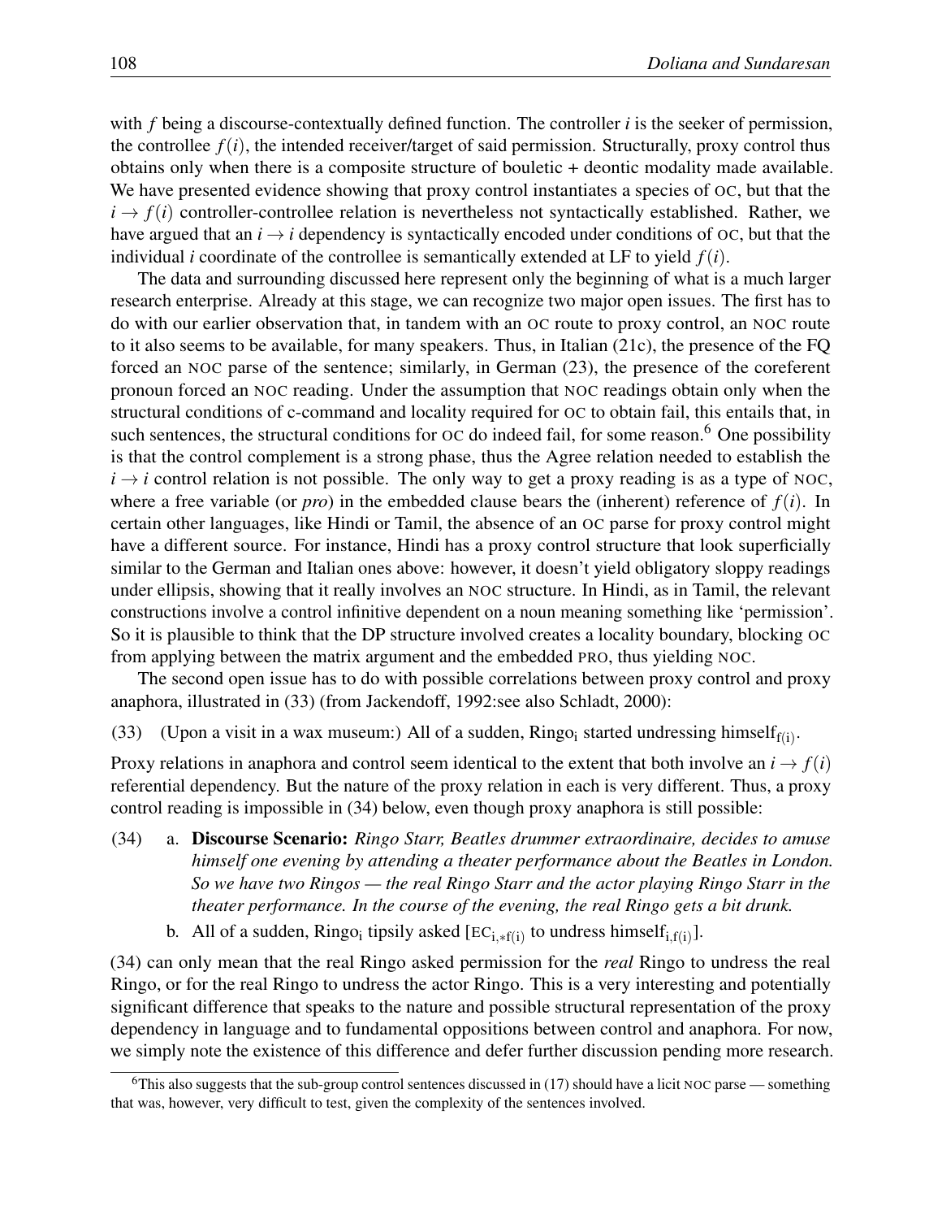with $f$ being a discourse-contextually defined function. The controller $i$ is the seeker of permission, the controllee $f(i)$, the intended receiver/target of said permission. Structurally, proxy control thus obtains only when there is a composite structure of bouletic + deontic modality made available. We have presented evidence showing that proxy control instantiates a species of OC, but that the $i \rightarrow f(i)$ controller-controllee relation is nevertheless not syntactically established. Rather, we have argued that an $i \rightarrow i$ dependency is syntactically encoded under conditions of OC, but that the individual $i$ coordinate of the controllee is semantically extended at LF to yield $f(i)$.

The data and surrounding discussed here represent only the beginning of what is a much larger research enterprise. Already at this stage, we can recognize two major open issues. The first has to do with our earlier observation that, in tandem with an OC route to proxy control, an NOC route to it also seems to be available, for many speakers. Thus, in Italian (21c), the presence of the FQ forced an NOC parse of the sentence; similarly, in German (23), the presence of the coreferent pronoun forced an NOC reading. Under the assumption that NOC readings obtain only when the structural conditions of c-command and locality required for OC to obtain fail, this entails that, in such sentences, the structural conditions for OC do indeed fail, for some reason.[6] One possibility is that the control complement is a strong phase, thus the Agree relation needed to establish the $i \rightarrow i$ control relation is not possible. The only way to get a proxy reading is as a type of NOC, where a free variable (or *pro*) in the embedded clause bears the (inherent) reference of $f(i)$. In certain other languages, like Hindi or Tamil, the absence of an OC parse for proxy control might have a different source. For instance, Hindi has a proxy control structure that look superficially similar to the German and Italian ones above: however, it doesn't yield obligatory sloppy readings under ellipsis, showing that it really involves an NOC structure. In Hindi, as in Tamil, the relevant constructions involve a control infinitive dependent on a noun meaning something like 'permission'. So it is plausible to think that the DP structure involved creates a locality boundary, blocking OC from applying between the matrix argument and the embedded PRO, thus yielding NOC.

The second open issue has to do with possible correlations between proxy control and proxy anaphora, illustrated in (33) (from Jackendoff, 1992:see also Schladt, 2000):

(33) (Upon a visit in a wax museum:) All of a sudden, Ringo$_{i}$ started undressing himself$_{f(i)}$.

Proxy relations in anaphora and control seem identical to the extent that both involve an $i \rightarrow f(i)$ referential dependency. But the nature of the proxy relation in each is very different. Thus, a proxy control reading is impossible in (34) below, even though proxy anaphora is still possible:

(34) a. **Discourse Scenario:** *Ringo Starr, Beatles drummer extraordinaire, decides to amuse himself one evening by attending a theater performance about the Beatles in London. So we have two Ringos — the real Ringo Starr and the actor playing Ringo Starr in the theater performance. In the course of the evening, the real Ringo gets a bit drunk.*

b. All of a sudden, Ringo$_{i}$ tipsily asked [EC$_{i,*f(i)}$ to undress himself$_{i,f(i)}$].

(34) can only mean that the real Ringo asked permission for the *real* Ringo to undress the real Ringo, or for the real Ringo to undress the actor Ringo. This is a very interesting and potentially significant difference that speaks to the nature and possible structural representation of the proxy dependency in language and to fundamental oppositions between control and anaphora. For now, we simply note the existence of this difference and defer further discussion pending more research.

[6] This also suggests that the sub-group control sentences discussed in (17) should have a licit NOC parse — something that was, however, very difficult to test, given the complexity of the sentences involved.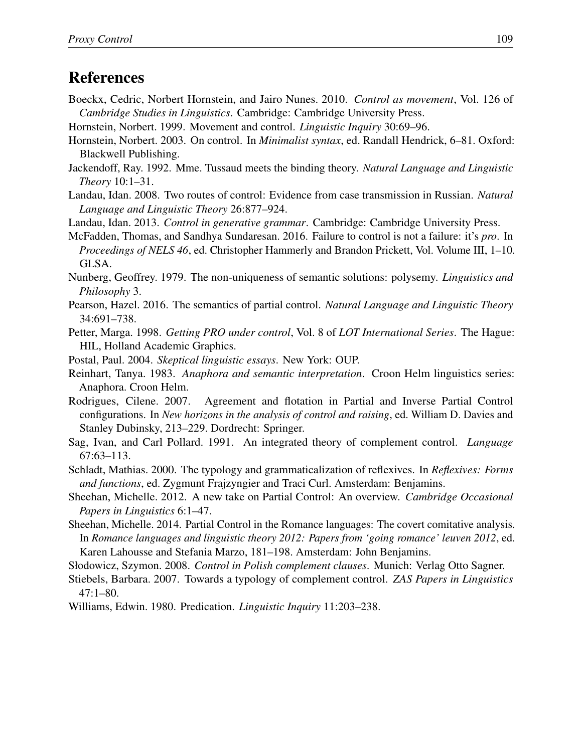## References

Boeckx, Cedric, Norbert Hornstein, and Jairo Nunes. 2010. *Control as movement*, Vol. 126 of *Cambridge Studies in Linguistics*. Cambridge: Cambridge University Press.

Hornstein, Norbert. 1999. Movement and control. *Linguistic Inquiry* 30:69–96.

Hornstein, Norbert. 2003. On control. In *Minimalist syntax*, ed. Randall Hendrick, 6–81. Oxford: Blackwell Publishing.

Jackendoff, Ray. 1992. Mme. Tussaud meets the binding theory. *Natural Language and Linguistic Theory* 10:1–31.

Landau, Idan. 2008. Two routes of control: Evidence from case transmission in Russian. *Natural Language and Linguistic Theory* 26:877–924.

Landau, Idan. 2013. *Control in generative grammar*. Cambridge: Cambridge University Press.

McFadden, Thomas, and Sandhya Sundaresan. 2016. Failure to control is not a failure: it's *pro*. In *Proceedings of NELS 46*, ed. Christopher Hammerly and Brandon Prickett, Vol. Volume III, 1–10. GLSA.

Nunberg, Geoffrey. 1979. The non-uniqueness of semantic solutions: polysemy. *Linguistics and Philosophy* 3.

Pearson, Hazel. 2016. The semantics of partial control. *Natural Language and Linguistic Theory* 34:691–738.

Petter, Marga. 1998. *Getting PRO under control*, Vol. 8 of *LOT International Series*. The Hague: HIL, Holland Academic Graphics.

Postal, Paul. 2004. *Skeptical linguistic essays*. New York: OUP.

Reinhart, Tanya. 1983. *Anaphora and semantic interpretation*. Croon Helm linguistics series: Anaphora. Croon Helm.

Rodrigues, Cilene. 2007. Agreement and flotation in Partial and Inverse Partial Control configurations. In *New horizons in the analysis of control and raising*, ed. William D. Davies and Stanley Dubinsky, 213–229. Dordrecht: Springer.

Sag, Ivan, and Carl Pollard. 1991. An integrated theory of complement control. *Language* 67:63–113.

Schladt, Mathias. 2000. The typology and grammaticalization of reflexives. In *Reflexives: Forms and functions*, ed. Zygmunt Frajzyngier and Traci Curl. Amsterdam: Benjamins.

Sheehan, Michelle. 2012. A new take on Partial Control: An overview. *Cambridge Occasional Papers in Linguistics* 6:1–47.

Sheehan, Michelle. 2014. Partial Control in the Romance languages: The covert comitative analysis. In *Romance languages and linguistic theory 2012: Papers from 'going romance' leuven 2012*, ed. Karen Lahousse and Stefania Marzo, 181–198. Amsterdam: John Benjamins.

Słodowicz, Szymon. 2008. *Control in Polish complement clauses*. Munich: Verlag Otto Sagner.

Stiebels, Barbara. 2007. Towards a typology of complement control. *ZAS Papers in Linguistics* 47:1–80.

Williams, Edwin. 1980. Predication. *Linguistic Inquiry* 11:203–238.